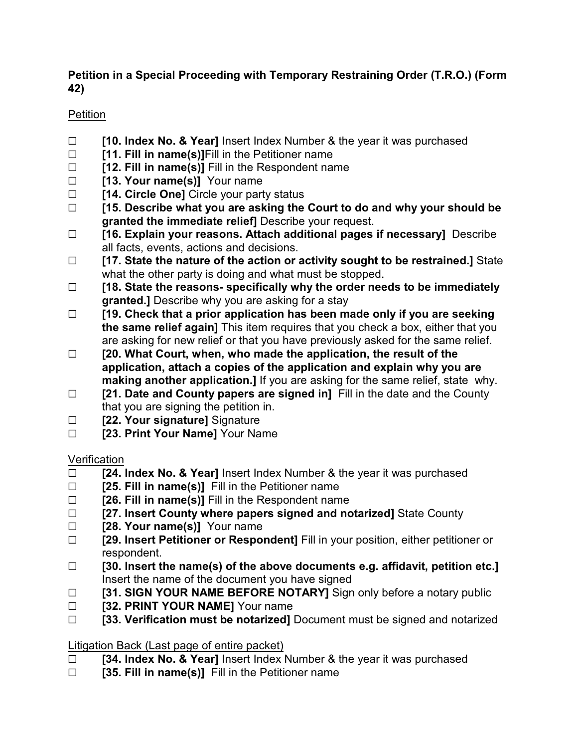**Petition in a Special Proceeding with Temporary Restraining Order (T.R.O.) (Form 42)**

Petition

- ☐ **[10. Index No. & Year]** Insert Index Number & the year it was purchased
- ☐ **[11. Fill in name(s)]**Fill in the Petitioner name
- ☐ **[12. Fill in name(s)]** Fill in the Respondent name
- ☐ **[13. Your name(s)]** Your name
- ☐ **[14. Circle One]** Circle your party status
- ☐ **[15. Describe what you are asking the Court to do and why your should be granted the immediate relief]** Describe your request.
- ☐ **[16. Explain your reasons. Attach additional pages if necessary]** Describe all facts, events, actions and decisions.
- ☐ **[17. State the nature of the action or activity sought to be restrained.]** State what the other party is doing and what must be stopped.
- ☐ **[18. State the reasons- specifically why the order needs to be immediately granted.]** Describe why you are asking for a stay
- ☐ **[19. Check that a prior application has been made only if you are seeking the same relief again]** This item requires that you check a box, either that you are asking for new relief or that you have previously asked for the same relief.
- ☐ **[20. What Court, when, who made the application, the result of the application, attach a copies of the application and explain why you are making another application.]** If you are asking for the same relief, state why.
- ☐ **[21. Date and County papers are signed in]** Fill in the date and the County that you are signing the petition in.
- ☐ **[22. Your signature]** Signature
- ☐ **[23. Print Your Name]** Your Name

Verification

- ☐ **[24. Index No. & Year]** Insert Index Number & the year it was purchased
- ☐ **[25. Fill in name(s)]** Fill in the Petitioner name
- ☐ **[26. Fill in name(s)]** Fill in the Respondent name
- ☐ **[27. Insert County where papers signed and notarized]** State County
- ☐ **[28. Your name(s)]** Your name
- ☐ **[29. Insert Petitioner or Respondent]** Fill in your position, either petitioner or respondent.
- ☐ **[30. Insert the name(s) of the above documents e.g. affidavit, petition etc.]** Insert the name of the document you have signed
- ☐ **[31. SIGN YOUR NAME BEFORE NOTARY]** Sign only before a notary public
- ☐ **[32. PRINT YOUR NAME]** Your name
- ☐ **[33. Verification must be notarized]** Document must be signed and notarized

Litigation Back (Last page of entire packet)

- ☐ **[34. Index No. & Year]** Insert Index Number & the year it was purchased
- ☐ **[35. Fill in name(s)]** Fill in the Petitioner name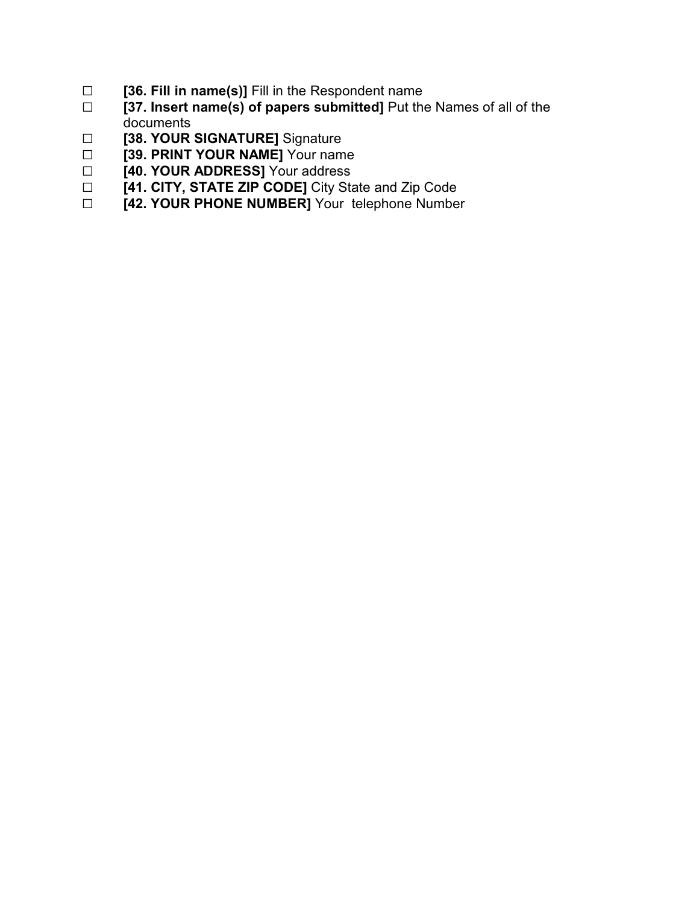- ☐ **[36. Fill in name(s)]** Fill in the Respondent name
- ☐ **[37. Insert name(s) of papers submitted]** Put the Names of all of the documents
- ☐ **[38. YOUR SIGNATURE]** Signature
- ☐ **[39. PRINT YOUR NAME]** Your name
- ☐ **[40. YOUR ADDRESS]** Your address
- ☐ **[41. CITY, STATE ZIP CODE]** City State and Zip Code
- ☐ **[42. YOUR PHONE NUMBER]** Your telephone Number